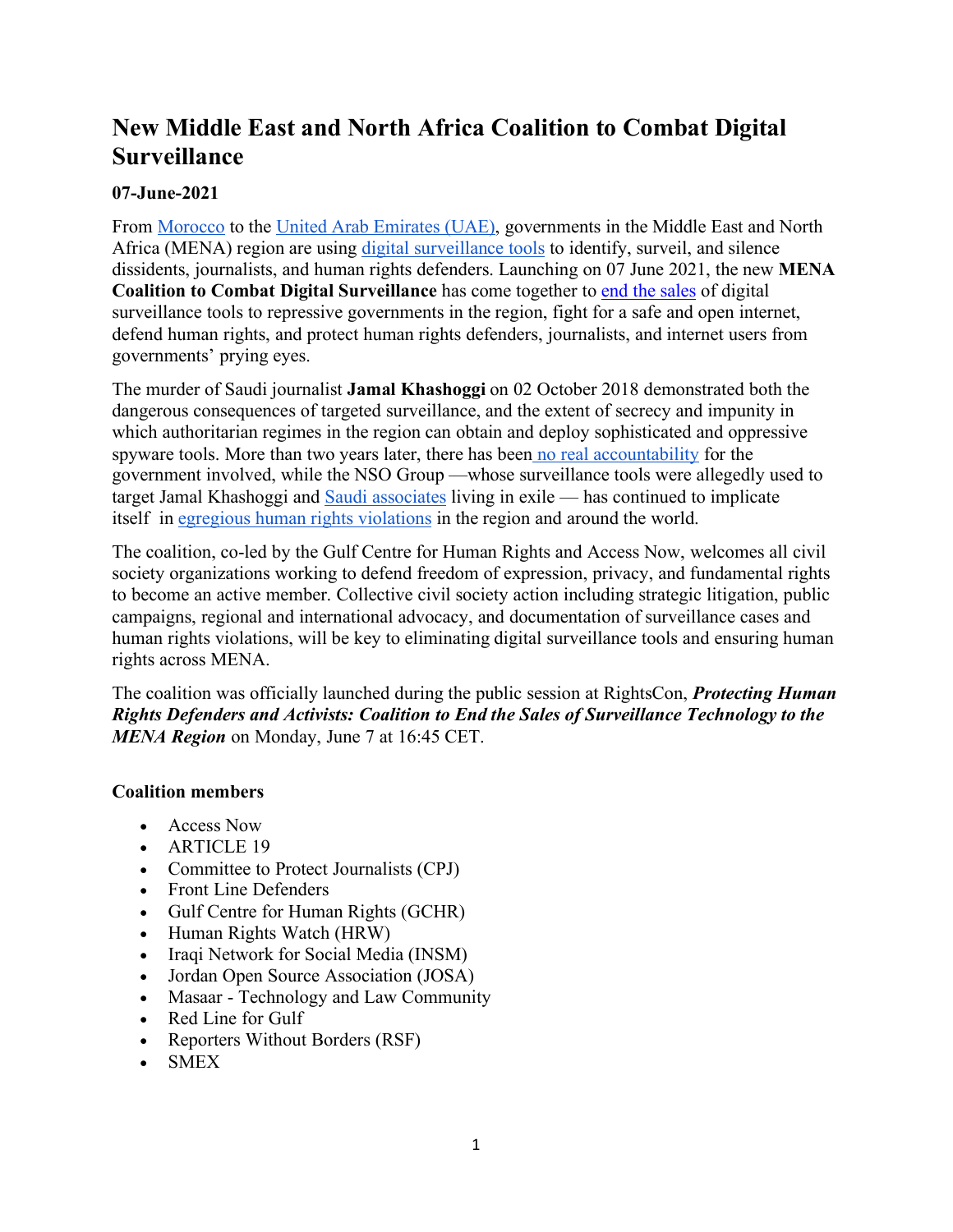# New Middle East and North Africa Coalition to Combat Digital Surveillance

**07-June-2021**

From Morocco to the United Arab Emirates (UAE), governments in the Middle East and North Africa (MENA) region are using digital surveillance tools to identify, surveil, and silence dissidents, journalists, and human rights defenders. Launching on 07 June 2021, the new **MENA Coalition to Combat Digital Surveillance** has come together to end the sales of digital surveillance tools to repressive governments in the region, fight for a safe and open internet, defend human rights, and protect human rights defenders, journalists, and internet users from governments' prying eyes.

The murder of Saudi journalist **Jamal Khashoggi** on 02 October 2018 demonstrated both the dangerous consequences of targeted surveillance, and the extent of secrecy and impunity in which authoritarian regimes in the region can obtain and deploy sophisticated and oppressive spyware tools. More than two years later, there has been no real accountability for the government involved, while the NSO Group —whose surveillance tools were allegedly used to target Jamal Khashoggi and Saudi associates living in exile — has continued to implicate itself in egregious human rights violations in the region and around the world.

The coalition, co-led by the Gulf Centre for Human Rights and Access Now, welcomes all civil society organizations working to defend freedom of expression, privacy, and fundamental rights to become an active member. Collective civil society action including strategic litigation, public campaigns, regional and international advocacy, and documentation of surveillance cases and human rights violations, will be key to eliminating digital surveillance tools and ensuring human rights across MENA.

The coalition was officially launched during the public session at RightsCon, ***Protecting Human Rights Defenders and Activists: Coalition to End the Sales of Surveillance Technology to the MENA Region*** on Monday, June 7 at 16:45 CET.

**Coalition members**

- Access Now
- ARTICLE 19
- Committee to Protect Journalists (CPJ)
- Front Line Defenders
- Gulf Centre for Human Rights (GCHR)
- Human Rights Watch (HRW)
- Iraqi Network for Social Media (INSM)
- Jordan Open Source Association (JOSA)
- Masaar - Technology and Law Community
- Red Line for Gulf
- Reporters Without Borders (RSF)
- SMEX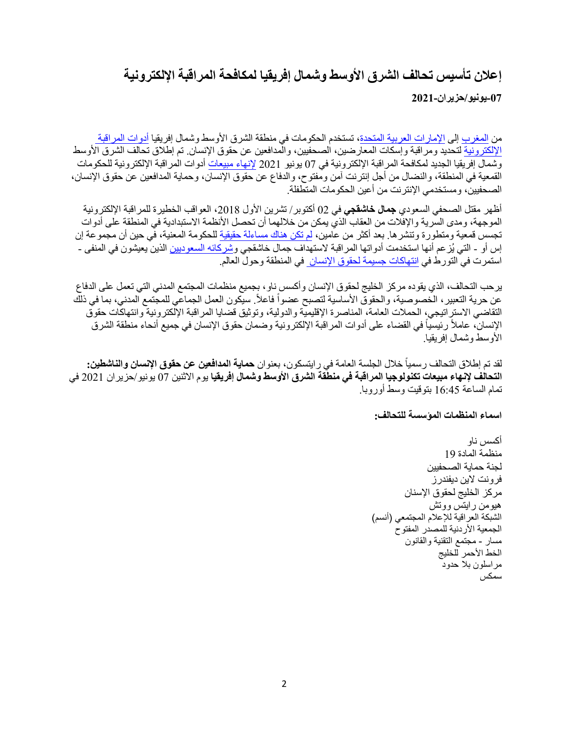# إعلان تأسيس تحالف الشرق الأوسط وشمال إفريقيا لمكافحة المراقبة الإلكترونية

**07-يونيو/حزيران-2021**

من المغرب إلى الإمارات العربية المتحدة، تستخدم الحكومات في منطقة الشرق الأوسط وشمال إفريقيا أدوات المراقبة الإلكترونية لتحديد ومراقبة وإسكات المعارضين، الصحفيين، والمدافعين عن حقوق الإنسان. تم إطلاق تحالف الشرق الأوسط وشمال إفريقيا الجديد لمكافحة المراقبة الإلكترونية في 07 يونيو 2021 لإنهاء مبيعات أدوات المراقبة الإلكترونية للحكومات القمعية في المنطقة، والنضال من أجل إنترنت آمن ومفتوح، والدفاع عن حقوق الإنسان، وحماية المدافعين عن حقوق الإنسان، الصحفيين، ومستخدمي الإنترنت من أعين الحكومات المتطفلة.

أظهر مقتل الصحفي السعودي **جمال خاشقجي** في 02 أكتوبر/ تشرين الأول 2018، العواقب الخطيرة للمراقبة الإلكترونية الموجهة، ومدى السرية والإفلات من العقاب الذي يمكن من خلالهما أن تحصل الأنظمة الاستبدادية في المنطقة على أدوات تجسس قمعية ومتطورة وتنشرها. بعد أكثر من عامين، لم تكن هناك مساءلة حقيقية للحكومة المعنية، في حين أن مجموعة إن إس أو - التي يُزعم أنها استخدمت أدواتها المراقبة لاستهداف جمال خاشقجي وشركائه السعوديين الذين يعيشون في المنفى - استمرت في التورط في انتهاكات جسيمة لحقوق الإنسان في المنطقة وحول العالم.

يرحب التحالف، الذي يقوده مركز الخليج لحقوق الإنسان وأكسس ناو، بجميع منظمات المجتمع المدني التي تعمل على الدفاع عن حرية التعبير، الخصوصية، والحقوق الأساسية لتصبح عضواً فاعلاً. سيكون العمل الجماعي للمجتمع المدني، بما في ذلك التقاضي الاستراتيجي، الحملات العامة، المناصرة الإقليمية والدولية، وتوثيق قضايا المراقبة الإلكترونية وانتهاكات حقوق الإنسان، عاملاً رئيسياً في القضاء على أدوات المراقبة الإلكترونية وضمان حقوق الإنسان في جميع أنحاء منطقة الشرق الأوسط وشمال إفريقيا.

لقد تم إطلاق التحالف رسمياً خلال الجلسة العامة في رايتسكون، بعنوان **حماية المدافعين عن حقوق الإنسان والناشطين: التحالف لإنهاء مبيعات تكنولوجيا المراقبة في منطقة الشرق الأوسط وشمال إفريقيا** يوم الاثنين 07 يونيو/حزيران 2021 في تمام الساعة 16:45 بتوقيت وسط أوروبا.

**اسماء المنظمات المؤسسة للتحالف:**

أكسس ناو
منظمة المادة 19
لجنة حماية الصحفيين
فرونت لاين ديفندرز
مركز الخليج لحقوق الإسنان
هيومن رايتس ووتش
الشبكة العراقية للإعلام المجتمعي (أنسم)
الجمعية الأردنية للمصدر المفتوح
مسار - مجتمع التقنية والقانون
الخط الأحمر للخليج
مراسلون بلا حدود
سمكس